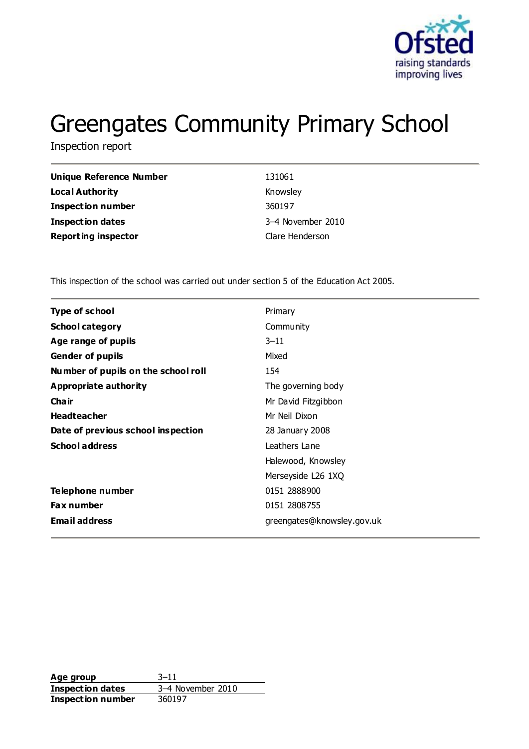# Greengates Community Primary School

Inspection report

| | |
|---|---|
| **Unique Reference Number** | 131061 |
| **Local Authority** | Knowsley |
| **Inspection number** | 360197 |
| **Inspection dates** | 3–4 November 2010 |
| **Reporting inspector** | Clare Henderson |

This inspection of the school was carried out under section 5 of the Education Act 2005.

| | |
|---|---|
| **Type of school** | Primary |
| **School category** | Community |
| **Age range of pupils** | 3–11 |
| **Gender of pupils** | Mixed |
| **Number of pupils on the school roll** | 154 |
| **Appropriate authority** | The governing body |
| **Chair** | Mr David Fitzgibbon |
| **Headteacher** | Mr Neil Dixon |
| **Date of previous school inspection** | 28 January 2008 |
| **School address** | Leathers Lane |
| | Halewood, Knowsley |
| | Merseyside L26 1XQ |
| **Telephone number** | 0151 2888900 |
| **Fax number** | 0151 2808755 |
| **Email address** | greengates@knowsley.gov.uk |

| | |
|---|---|
| **Age group** | 3–11 |
| **Inspection dates** | 3–4 November 2010 |
| **Inspection number** | 360197 |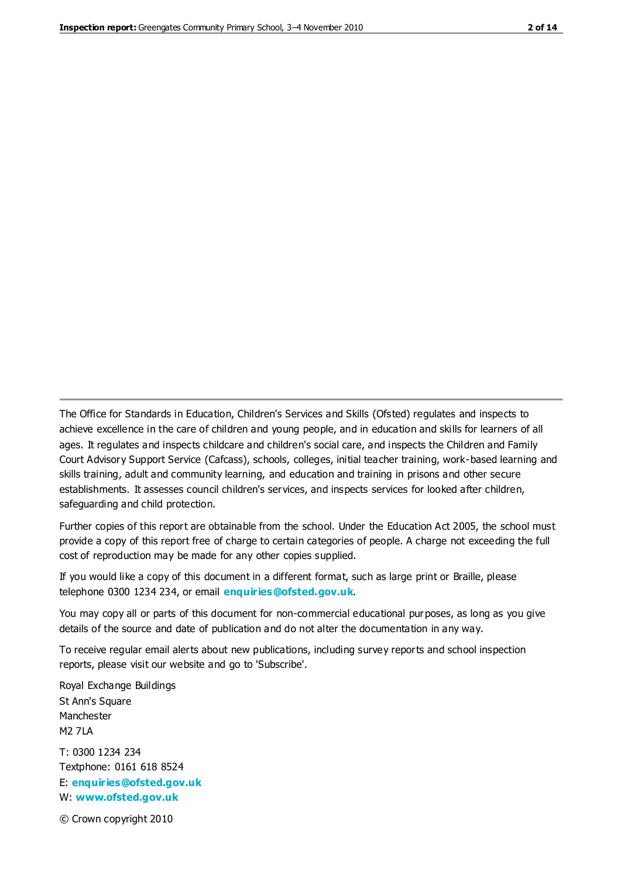The Office for Standards in Education, Children's Services and Skills (Ofsted) regulates and inspects to achieve excellence in the care of children and young people, and in education and skills for learners of all ages. It regulates and inspects childcare and children's social care, and inspects the Children and Family Court Advisory Support Service (Cafcass), schools, colleges, initial teacher training, work-based learning and skills training, adult and community learning, and education and training in prisons and other secure establishments. It assesses council children's services, and inspects services for looked after children, safeguarding and child protection.

Further copies of this report are obtainable from the school. Under the Education Act 2005, the school must provide a copy of this report free of charge to certain categories of people. A charge not exceeding the full cost of reproduction may be made for any other copies supplied.

If you would like a copy of this document in a different format, such as large print or Braille, please telephone 0300 1234 234, or email **enquiries@ofsted.gov.uk**.

You may copy all or parts of this document for non-commercial educational purposes, as long as you give details of the source and date of publication and do not alter the documentation in any way.

To receive regular email alerts about new publications, including survey reports and school inspection reports, please visit our website and go to 'Subscribe'.

Royal Exchange Buildings
St Ann's Square
Manchester
M2 7LA

T: 0300 1234 234
Textphone: 0161 618 8524
E: **enquiries@ofsted.gov.uk**
W: **www.ofsted.gov.uk**

© Crown copyright 2010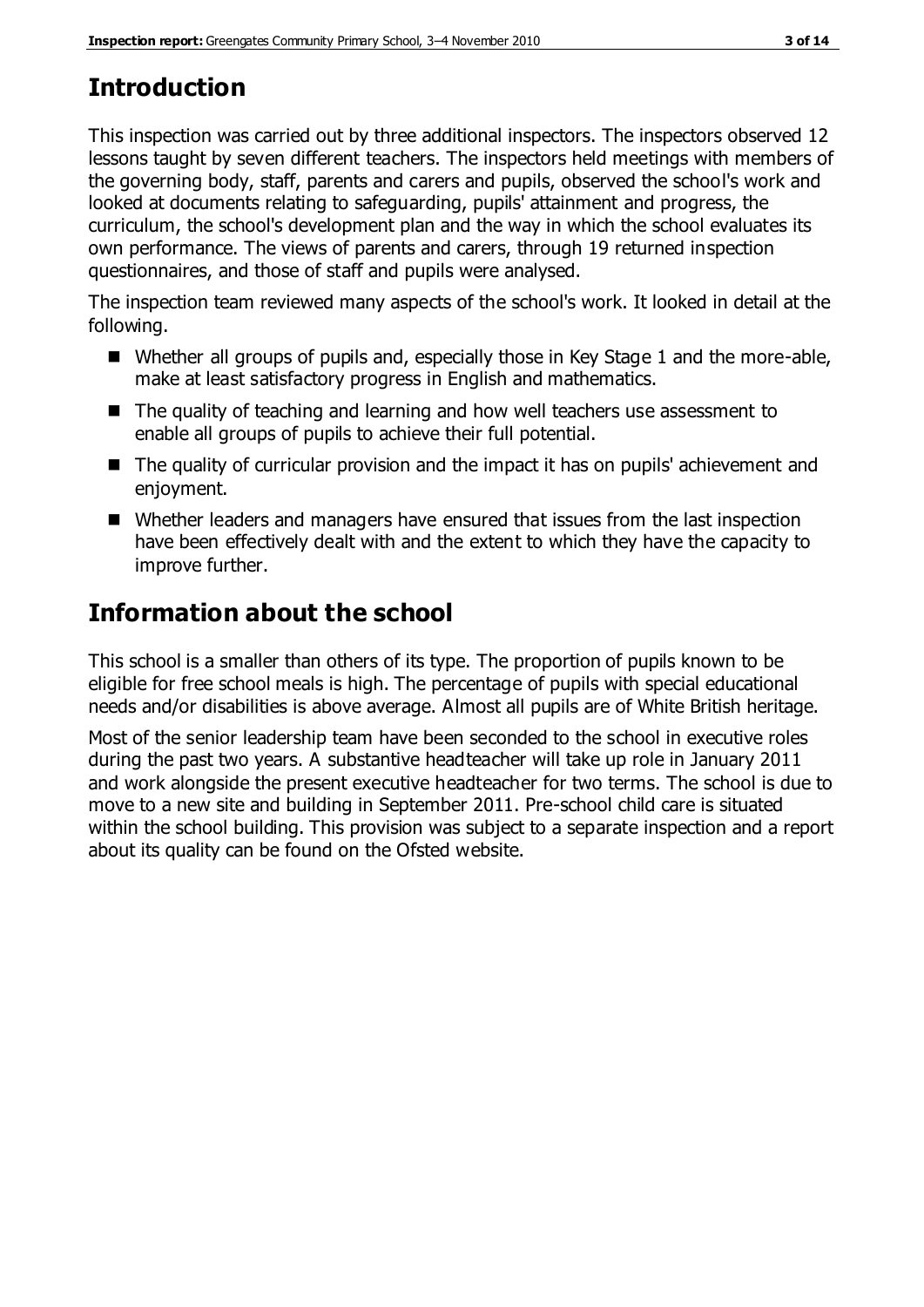## Introduction

This inspection was carried out by three additional inspectors. The inspectors observed 12 lessons taught by seven different teachers. The inspectors held meetings with members of the governing body, staff, parents and carers and pupils, observed the school's work and looked at documents relating to safeguarding, pupils' attainment and progress, the curriculum, the school's development plan and the way in which the school evaluates its own performance. The views of parents and carers, through 19 returned inspection questionnaires, and those of staff and pupils were analysed.

The inspection team reviewed many aspects of the school's work. It looked in detail at the following.

- Whether all groups of pupils and, especially those in Key Stage 1 and the more-able, make at least satisfactory progress in English and mathematics.
- The quality of teaching and learning and how well teachers use assessment to enable all groups of pupils to achieve their full potential.
- The quality of curricular provision and the impact it has on pupils' achievement and enjoyment.
- Whether leaders and managers have ensured that issues from the last inspection have been effectively dealt with and the extent to which they have the capacity to improve further.

## Information about the school

This school is a smaller than others of its type. The proportion of pupils known to be eligible for free school meals is high. The percentage of pupils with special educational needs and/or disabilities is above average. Almost all pupils are of White British heritage.

Most of the senior leadership team have been seconded to the school in executive roles during the past two years. A substantive headteacher will take up role in January 2011 and work alongside the present executive headteacher for two terms. The school is due to move to a new site and building in September 2011. Pre-school child care is situated within the school building. This provision was subject to a separate inspection and a report about its quality can be found on the Ofsted website.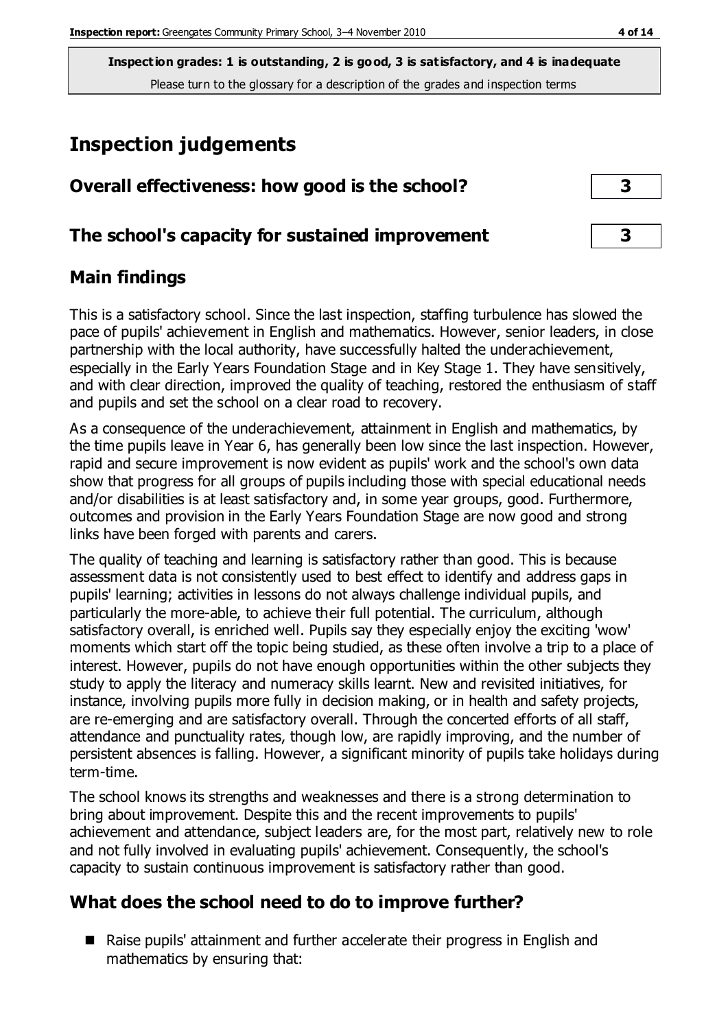**Inspection grades: 1 is outstanding, 2 is good, 3 is satisfactory, and 4 is inadequate**
Please turn to the glossary for a description of the grades and inspection terms

# Inspection judgements

## Overall effectiveness: how good is the school? — 3

## The school's capacity for sustained improvement — 3

## Main findings

This is a satisfactory school. Since the last inspection, staffing turbulence has slowed the pace of pupils' achievement in English and mathematics. However, senior leaders, in close partnership with the local authority, have successfully halted the underachievement, especially in the Early Years Foundation Stage and in Key Stage 1. They have sensitively, and with clear direction, improved the quality of teaching, restored the enthusiasm of staff and pupils and set the school on a clear road to recovery.

As a consequence of the underachievement, attainment in English and mathematics, by the time pupils leave in Year 6, has generally been low since the last inspection. However, rapid and secure improvement is now evident as pupils' work and the school's own data show that progress for all groups of pupils including those with special educational needs and/or disabilities is at least satisfactory and, in some year groups, good. Furthermore, outcomes and provision in the Early Years Foundation Stage are now good and strong links have been forged with parents and carers.

The quality of teaching and learning is satisfactory rather than good. This is because assessment data is not consistently used to best effect to identify and address gaps in pupils' learning; activities in lessons do not always challenge individual pupils, and particularly the more-able, to achieve their full potential. The curriculum, although satisfactory overall, is enriched well. Pupils say they especially enjoy the exciting 'wow' moments which start off the topic being studied, as these often involve a trip to a place of interest. However, pupils do not have enough opportunities within the other subjects they study to apply the literacy and numeracy skills learnt. New and revisited initiatives, for instance, involving pupils more fully in decision making, or in health and safety projects, are re-emerging and are satisfactory overall. Through the concerted efforts of all staff, attendance and punctuality rates, though low, are rapidly improving, and the number of persistent absences is falling. However, a significant minority of pupils take holidays during term-time.

The school knows its strengths and weaknesses and there is a strong determination to bring about improvement. Despite this and the recent improvements to pupils' achievement and attendance, subject leaders are, for the most part, relatively new to role and not fully involved in evaluating pupils' achievement. Consequently, the school's capacity to sustain continuous improvement is satisfactory rather than good.

## What does the school need to do to improve further?

- Raise pupils' attainment and further accelerate their progress in English and mathematics by ensuring that: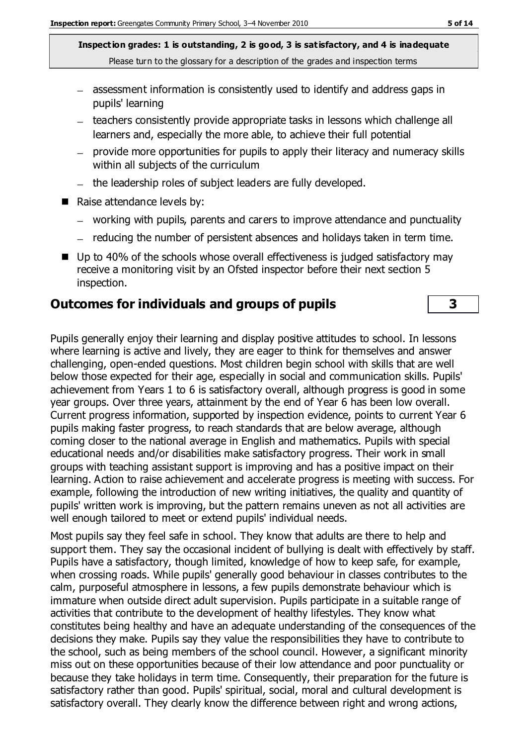- assessment information is consistently used to identify and address gaps in pupils' learning
  - teachers consistently provide appropriate tasks in lessons which challenge all learners and, especially the more able, to achieve their full potential
  - provide more opportunities for pupils to apply their literacy and numeracy skills within all subjects of the curriculum
  - the leadership roles of subject leaders are fully developed.
- Raise attendance levels by:
  - working with pupils, parents and carers to improve attendance and punctuality
  - reducing the number of persistent absences and holidays taken in term time.
- Up to 40% of the schools whose overall effectiveness is judged satisfactory may receive a monitoring visit by an Ofsted inspector before their next section 5 inspection.

## Outcomes for individuals and groups of pupils

**3**

Pupils generally enjoy their learning and display positive attitudes to school. In lessons where learning is active and lively, they are eager to think for themselves and answer challenging, open-ended questions. Most children begin school with skills that are well below those expected for their age, especially in social and communication skills. Pupils' achievement from Years 1 to 6 is satisfactory overall, although progress is good in some year groups. Over three years, attainment by the end of Year 6 has been low overall. Current progress information, supported by inspection evidence, points to current Year 6 pupils making faster progress, to reach standards that are below average, although coming closer to the national average in English and mathematics. Pupils with special educational needs and/or disabilities make satisfactory progress. Their work in small groups with teaching assistant support is improving and has a positive impact on their learning. Action to raise achievement and accelerate progress is meeting with success. For example, following the introduction of new writing initiatives, the quality and quantity of pupils' written work is improving, but the pattern remains uneven as not all activities are well enough tailored to meet or extend pupils' individual needs.

Most pupils say they feel safe in school. They know that adults are there to help and support them. They say the occasional incident of bullying is dealt with effectively by staff. Pupils have a satisfactory, though limited, knowledge of how to keep safe, for example, when crossing roads. While pupils' generally good behaviour in classes contributes to the calm, purposeful atmosphere in lessons, a few pupils demonstrate behaviour which is immature when outside direct adult supervision. Pupils participate in a suitable range of activities that contribute to the development of healthy lifestyles. They know what constitutes being healthy and have an adequate understanding of the consequences of the decisions they make. Pupils say they value the responsibilities they have to contribute to the school, such as being members of the school council. However, a significant minority miss out on these opportunities because of their low attendance and poor punctuality or because they take holidays in term time. Consequently, their preparation for the future is satisfactory rather than good. Pupils' spiritual, social, moral and cultural development is satisfactory overall. They clearly know the difference between right and wrong actions,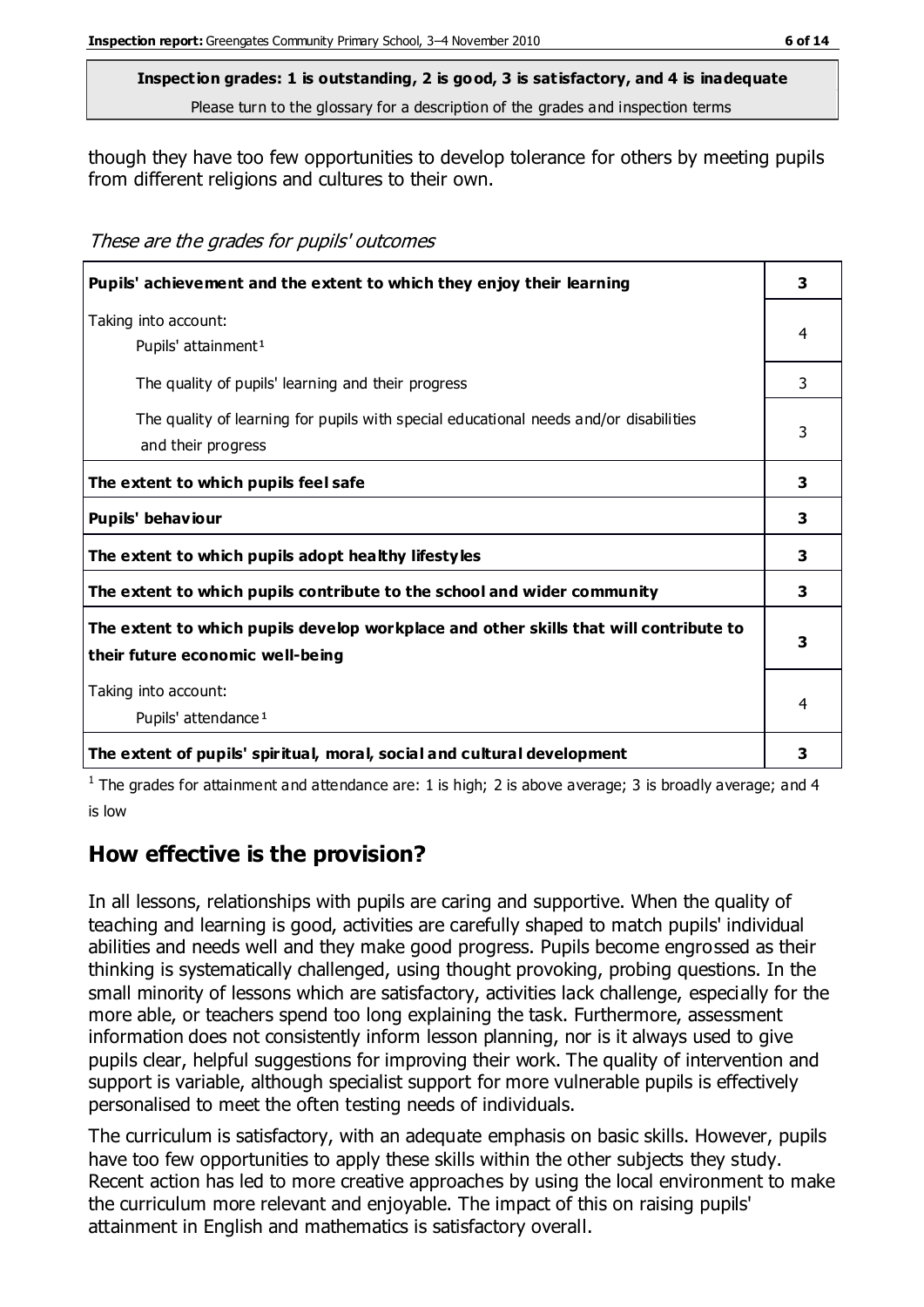though they have too few opportunities to develop tolerance for others by meeting pupils from different religions and cultures to their own.

*These are the grades for pupils' outcomes*

| | |
|---|---|
| **Pupils' achievement and the extent to which they enjoy their learning** | **3** |
| Taking into account: Pupils' attainment[1] | 4 |
| The quality of pupils' learning and their progress | 3 |
| The quality of learning for pupils with special educational needs and/or disabilities and their progress | 3 |
| **The extent to which pupils feel safe** | **3** |
| **Pupils' behaviour** | **3** |
| **The extent to which pupils adopt healthy lifestyles** | **3** |
| **The extent to which pupils contribute to the school and wider community** | **3** |
| **The extent to which pupils develop workplace and other skills that will contribute to their future economic well-being** | **3** |
| Taking into account: Pupils' attendance[1] | 4 |
| **The extent of pupils' spiritual, moral, social and cultural development** | **3** |

[1] The grades for attainment and attendance are: 1 is high; 2 is above average; 3 is broadly average; and 4 is low

## How effective is the provision?

In all lessons, relationships with pupils are caring and supportive. When the quality of teaching and learning is good, activities are carefully shaped to match pupils' individual abilities and needs well and they make good progress. Pupils become engrossed as their thinking is systematically challenged, using thought provoking, probing questions. In the small minority of lessons which are satisfactory, activities lack challenge, especially for the more able, or teachers spend too long explaining the task. Furthermore, assessment information does not consistently inform lesson planning, nor is it always used to give pupils clear, helpful suggestions for improving their work. The quality of intervention and support is variable, although specialist support for more vulnerable pupils is effectively personalised to meet the often testing needs of individuals.

The curriculum is satisfactory, with an adequate emphasis on basic skills. However, pupils have too few opportunities to apply these skills within the other subjects they study. Recent action has led to more creative approaches by using the local environment to make the curriculum more relevant and enjoyable. The impact of this on raising pupils' attainment in English and mathematics is satisfactory overall.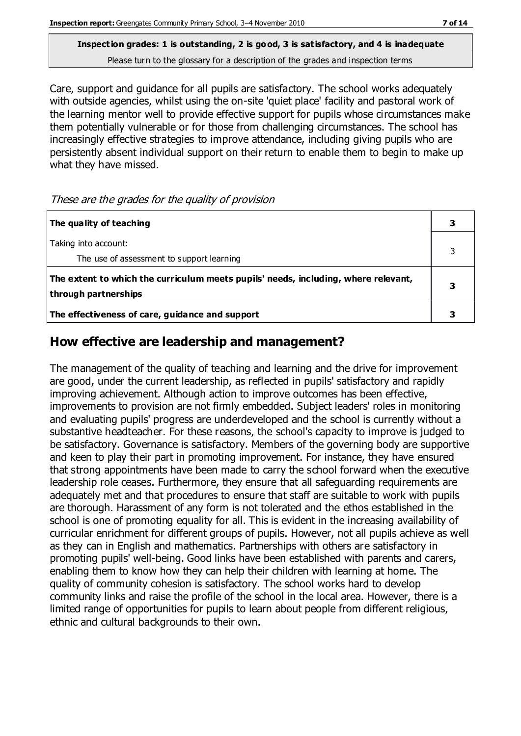**Inspection grades: 1 is outstanding, 2 is good, 3 is satisfactory, and 4 is inadequate**
Please turn to the glossary for a description of the grades and inspection terms

Care, support and guidance for all pupils are satisfactory. The school works adequately with outside agencies, whilst using the on-site 'quiet place' facility and pastoral work of the learning mentor well to provide effective support for pupils whose circumstances make them potentially vulnerable or for those from challenging circumstances. The school has increasingly effective strategies to improve attendance, including giving pupils who are persistently absent individual support on their return to enable them to begin to make up what they have missed.

*These are the grades for the quality of provision*

| | |
|---|---|
| **The quality of teaching** | **3** |
| Taking into account:<br>The use of assessment to support learning | 3 |
| **The extent to which the curriculum meets pupils' needs, including, where relevant, through partnerships** | **3** |
| **The effectiveness of care, guidance and support** | **3** |

## How effective are leadership and management?

The management of the quality of teaching and learning and the drive for improvement are good, under the current leadership, as reflected in pupils' satisfactory and rapidly improving achievement. Although action to improve outcomes has been effective, improvements to provision are not firmly embedded. Subject leaders' roles in monitoring and evaluating pupils' progress are underdeveloped and the school is currently without a substantive headteacher. For these reasons, the school's capacity to improve is judged to be satisfactory. Governance is satisfactory. Members of the governing body are supportive and keen to play their part in promoting improvement. For instance, they have ensured that strong appointments have been made to carry the school forward when the executive leadership role ceases. Furthermore, they ensure that all safeguarding requirements are adequately met and that procedures to ensure that staff are suitable to work with pupils are thorough. Harassment of any form is not tolerated and the ethos established in the school is one of promoting equality for all. This is evident in the increasing availability of curricular enrichment for different groups of pupils. However, not all pupils achieve as well as they can in English and mathematics. Partnerships with others are satisfactory in promoting pupils' well-being. Good links have been established with parents and carers, enabling them to know how they can help their children with learning at home. The quality of community cohesion is satisfactory. The school works hard to develop community links and raise the profile of the school in the local area. However, there is a limited range of opportunities for pupils to learn about people from different religious, ethnic and cultural backgrounds to their own.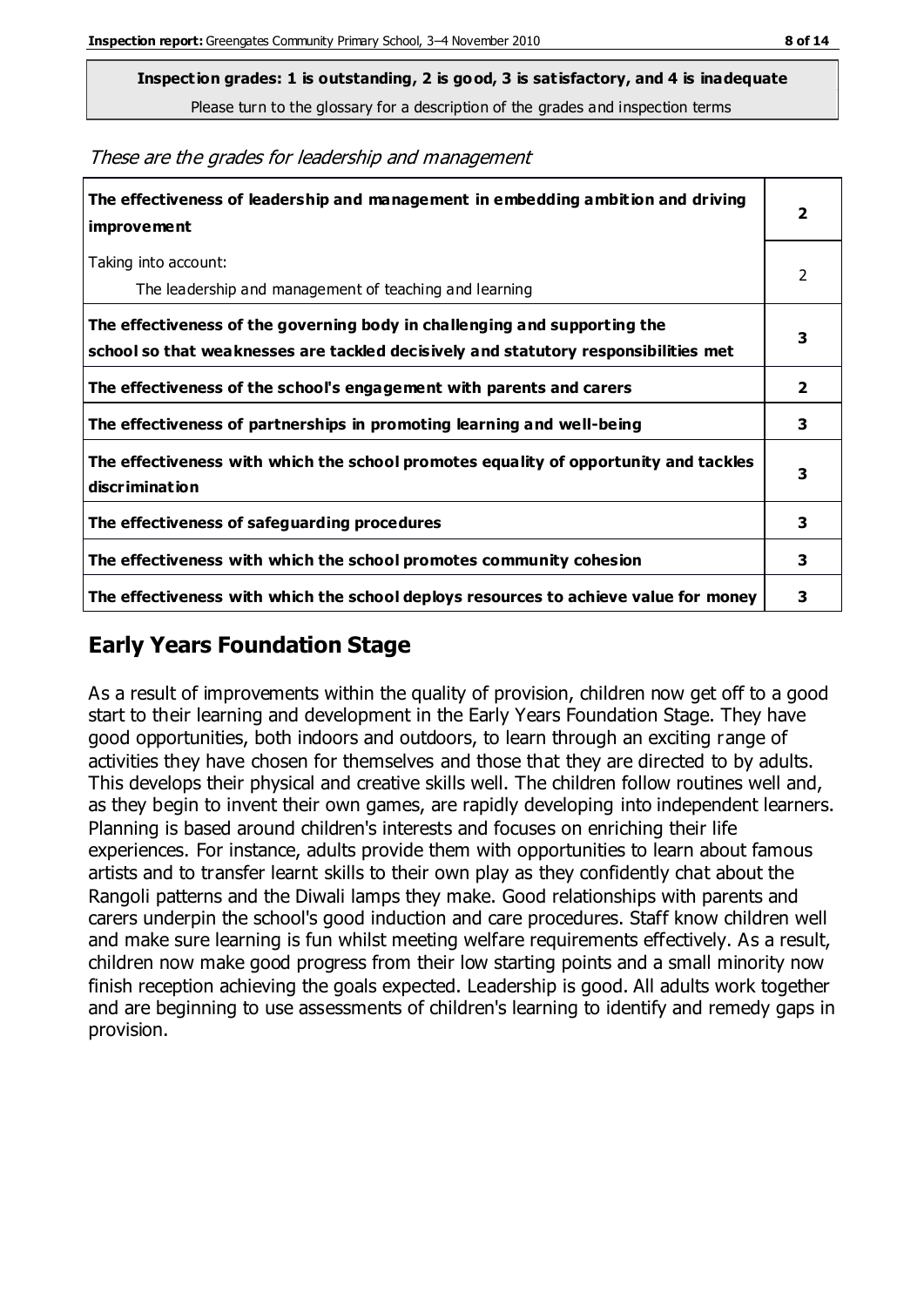**Inspection grades: 1 is outstanding, 2 is good, 3 is satisfactory, and 4 is inadequate**
Please turn to the glossary for a description of the grades and inspection terms

*These are the grades for leadership and management*

| | |
|---|---|
| **The effectiveness of leadership and management in embedding ambition and driving improvement** | **2** |
| Taking into account: The leadership and management of teaching and learning | 2 |
| **The effectiveness of the governing body in challenging and supporting the school so that weaknesses are tackled decisively and statutory responsibilities met** | **3** |
| **The effectiveness of the school's engagement with parents and carers** | **2** |
| **The effectiveness of partnerships in promoting learning and well-being** | **3** |
| **The effectiveness with which the school promotes equality of opportunity and tackles discrimination** | **3** |
| **The effectiveness of safeguarding procedures** | **3** |
| **The effectiveness with which the school promotes community cohesion** | **3** |
| **The effectiveness with which the school deploys resources to achieve value for money** | **3** |

## Early Years Foundation Stage

As a result of improvements within the quality of provision, children now get off to a good start to their learning and development in the Early Years Foundation Stage. They have good opportunities, both indoors and outdoors, to learn through an exciting range of activities they have chosen for themselves and those that they are directed to by adults. This develops their physical and creative skills well. The children follow routines well and, as they begin to invent their own games, are rapidly developing into independent learners. Planning is based around children's interests and focuses on enriching their life experiences. For instance, adults provide them with opportunities to learn about famous artists and to transfer learnt skills to their own play as they confidently chat about the Rangoli patterns and the Diwali lamps they make. Good relationships with parents and carers underpin the school's good induction and care procedures. Staff know children well and make sure learning is fun whilst meeting welfare requirements effectively. As a result, children now make good progress from their low starting points and a small minority now finish reception achieving the goals expected. Leadership is good. All adults work together and are beginning to use assessments of children's learning to identify and remedy gaps in provision.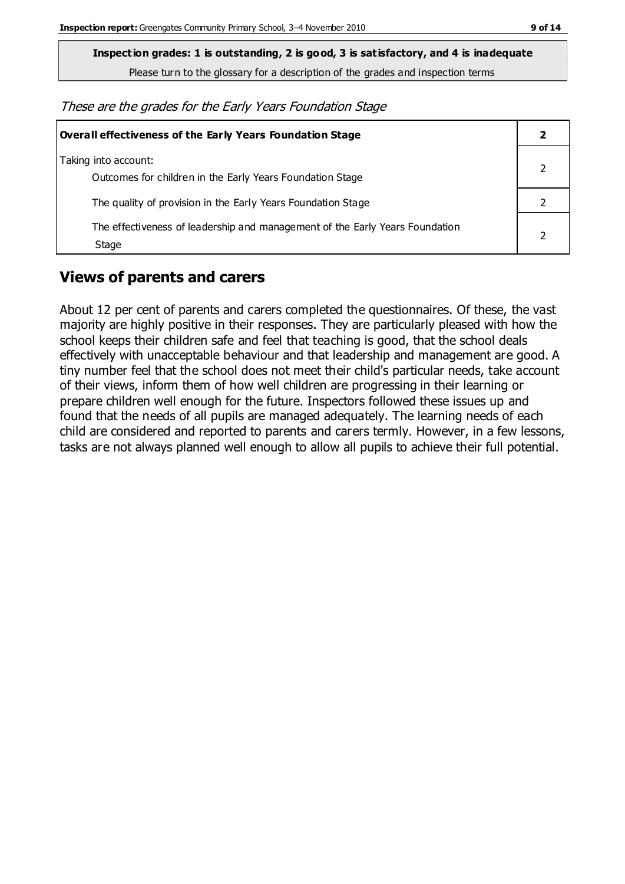**Inspection grades: 1 is outstanding, 2 is good, 3 is satisfactory, and 4 is inadequate**

Please turn to the glossary for a description of the grades and inspection terms

*These are the grades for the Early Years Foundation Stage*

| **Overall effectiveness of the Early Years Foundation Stage** | **2** |
|---|---|
| Taking into account:<br>Outcomes for children in the Early Years Foundation Stage | 2 |
| The quality of provision in the Early Years Foundation Stage | 2 |
| The effectiveness of leadership and management of the Early Years Foundation Stage | 2 |

## Views of parents and carers

About 12 per cent of parents and carers completed the questionnaires. Of these, the vast majority are highly positive in their responses. They are particularly pleased with how the school keeps their children safe and feel that teaching is good, that the school deals effectively with unacceptable behaviour and that leadership and management are good. A tiny number feel that the school does not meet their child's particular needs, take account of their views, inform them of how well children are progressing in their learning or prepare children well enough for the future. Inspectors followed these issues up and found that the needs of all pupils are managed adequately. The learning needs of each child are considered and reported to parents and carers termly. However, in a few lessons, tasks are not always planned well enough to allow all pupils to achieve their full potential.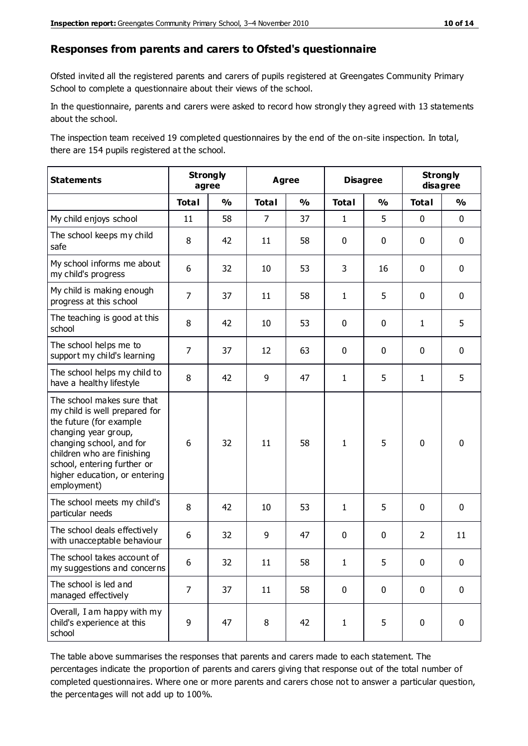## Responses from parents and carers to Ofsted's questionnaire

Ofsted invited all the registered parents and carers of pupils registered at Greengates Community Primary School to complete a questionnaire about their views of the school.

In the questionnaire, parents and carers were asked to record how strongly they agreed with 13 statements about the school.

The inspection team received 19 completed questionnaires by the end of the on-site inspection. In total, there are 154 pupils registered at the school.

| Statements | Strongly agree | | Agree | | Disagree | | Strongly disagree | |
|---|---|---|---|---|---|---|---|---|
| | Total | % | Total | % | Total | % | Total | % |
| My child enjoys school | 11 | 58 | 7 | 37 | 1 | 5 | 0 | 0 |
| The school keeps my child safe | 8 | 42 | 11 | 58 | 0 | 0 | 0 | 0 |
| My school informs me about my child's progress | 6 | 32 | 10 | 53 | 3 | 16 | 0 | 0 |
| My child is making enough progress at this school | 7 | 37 | 11 | 58 | 1 | 5 | 0 | 0 |
| The teaching is good at this school | 8 | 42 | 10 | 53 | 0 | 0 | 1 | 5 |
| The school helps me to support my child's learning | 7 | 37 | 12 | 63 | 0 | 0 | 0 | 0 |
| The school helps my child to have a healthy lifestyle | 8 | 42 | 9 | 47 | 1 | 5 | 1 | 5 |
| The school makes sure that my child is well prepared for the future (for example changing year group, changing school, and for children who are finishing school, entering further or higher education, or entering employment) | 6 | 32 | 11 | 58 | 1 | 5 | 0 | 0 |
| The school meets my child's particular needs | 8 | 42 | 10 | 53 | 1 | 5 | 0 | 0 |
| The school deals effectively with unacceptable behaviour | 6 | 32 | 9 | 47 | 0 | 0 | 2 | 11 |
| The school takes account of my suggestions and concerns | 6 | 32 | 11 | 58 | 1 | 5 | 0 | 0 |
| The school is led and managed effectively | 7 | 37 | 11 | 58 | 0 | 0 | 0 | 0 |
| Overall, I am happy with my child's experience at this school | 9 | 47 | 8 | 42 | 1 | 5 | 0 | 0 |

The table above summarises the responses that parents and carers made to each statement. The percentages indicate the proportion of parents and carers giving that response out of the total number of completed questionnaires. Where one or more parents and carers chose not to answer a particular question, the percentages will not add up to 100%.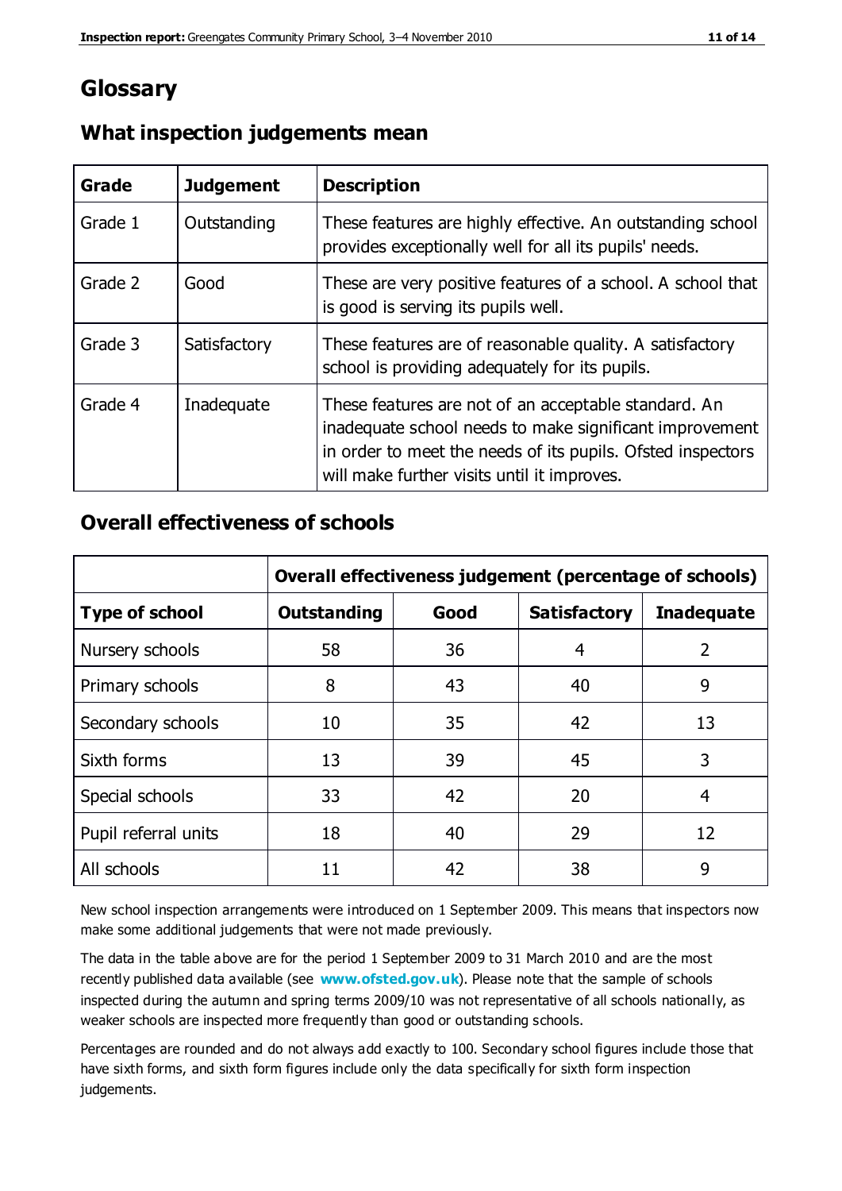# Glossary

## What inspection judgements mean

| Grade | Judgement | Description |
|---|---|---|
| Grade 1 | Outstanding | These features are highly effective. An outstanding school provides exceptionally well for all its pupils' needs. |
| Grade 2 | Good | These are very positive features of a school. A school that is good is serving its pupils well. |
| Grade 3 | Satisfactory | These features are of reasonable quality. A satisfactory school is providing adequately for its pupils. |
| Grade 4 | Inadequate | These features are not of an acceptable standard. An inadequate school needs to make significant improvement in order to meet the needs of its pupils. Ofsted inspectors will make further visits until it improves. |

## Overall effectiveness of schools

| | Overall effectiveness judgement (percentage of schools) | | | |
|---|---|---|---|---|
| **Type of school** | **Outstanding** | **Good** | **Satisfactory** | **Inadequate** |
| Nursery schools | 58 | 36 | 4 | 2 |
| Primary schools | 8 | 43 | 40 | 9 |
| Secondary schools | 10 | 35 | 42 | 13 |
| Sixth forms | 13 | 39 | 45 | 3 |
| Special schools | 33 | 42 | 20 | 4 |
| Pupil referral units | 18 | 40 | 29 | 12 |
| All schools | 11 | 42 | 38 | 9 |

New school inspection arrangements were introduced on 1 September 2009. This means that inspectors now make some additional judgements that were not made previously.

The data in the table above are for the period 1 September 2009 to 31 March 2010 and are the most recently published data available (see **www.ofsted.gov.uk**). Please note that the sample of schools inspected during the autumn and spring terms 2009/10 was not representative of all schools nationally, as weaker schools are inspected more frequently than good or outstanding schools.

Percentages are rounded and do not always add exactly to 100. Secondary school figures include those that have sixth forms, and sixth form figures include only the data specifically for sixth form inspection judgements.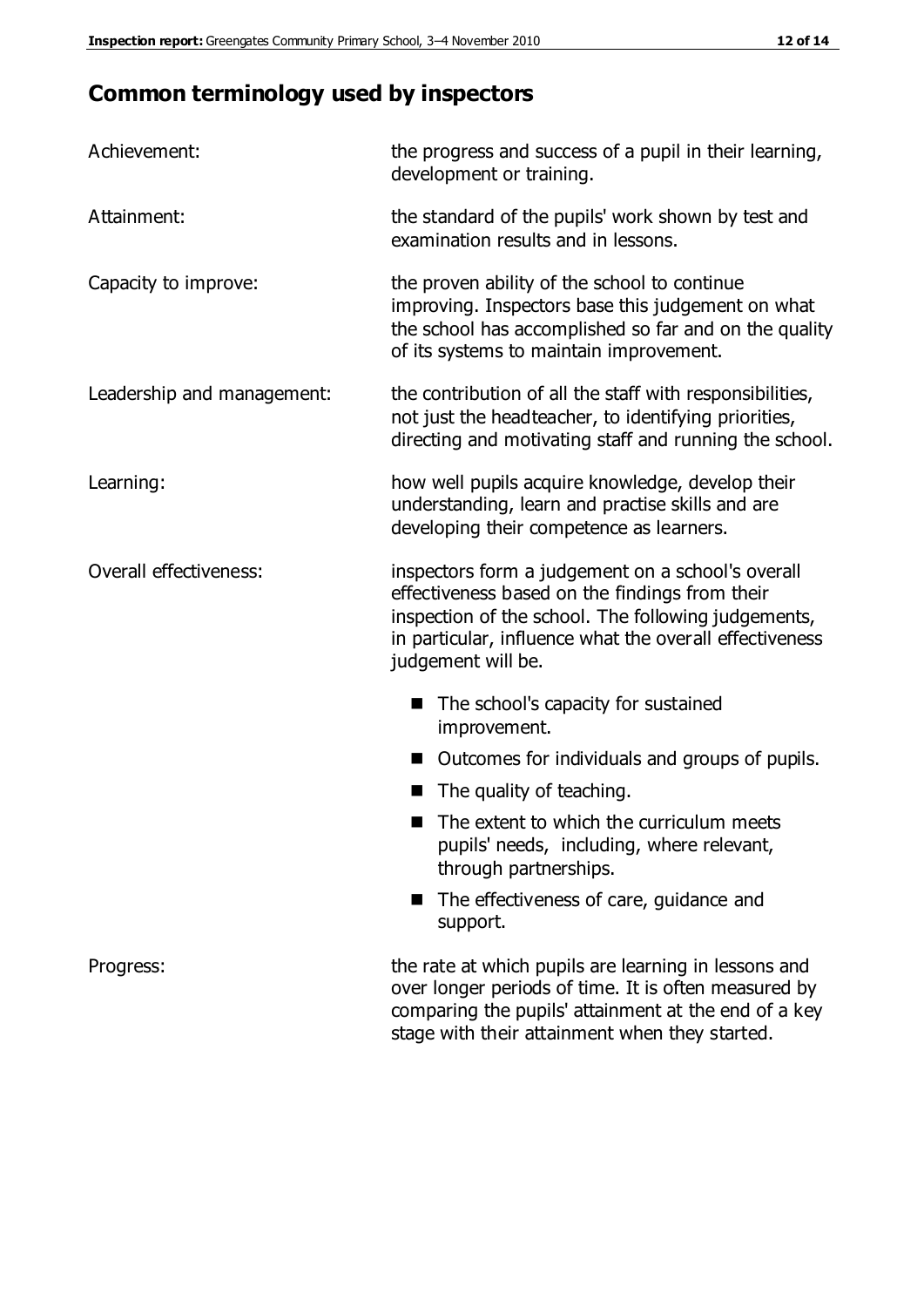## Common terminology used by inspectors

| | |
|---|---|
| Achievement: | the progress and success of a pupil in their learning, development or training. |
| Attainment: | the standard of the pupils' work shown by test and examination results and in lessons. |
| Capacity to improve: | the proven ability of the school to continue improving. Inspectors base this judgement on what the school has accomplished so far and on the quality of its systems to maintain improvement. |
| Leadership and management: | the contribution of all the staff with responsibilities, not just the headteacher, to identifying priorities, directing and motivating staff and running the school. |
| Learning: | how well pupils acquire knowledge, develop their understanding, learn and practise skills and are developing their competence as learners. |
| Overall effectiveness: | inspectors form a judgement on a school's overall effectiveness based on the findings from their inspection of the school. The following judgements, in particular, influence what the overall effectiveness judgement will be. <br>■ The school's capacity for sustained improvement.<br>■ Outcomes for individuals and groups of pupils.<br>■ The quality of teaching.<br>■ The extent to which the curriculum meets pupils' needs, including, where relevant, through partnerships.<br>■ The effectiveness of care, guidance and support. |
| Progress: | the rate at which pupils are learning in lessons and over longer periods of time. It is often measured by comparing the pupils' attainment at the end of a key stage with their attainment when they started. |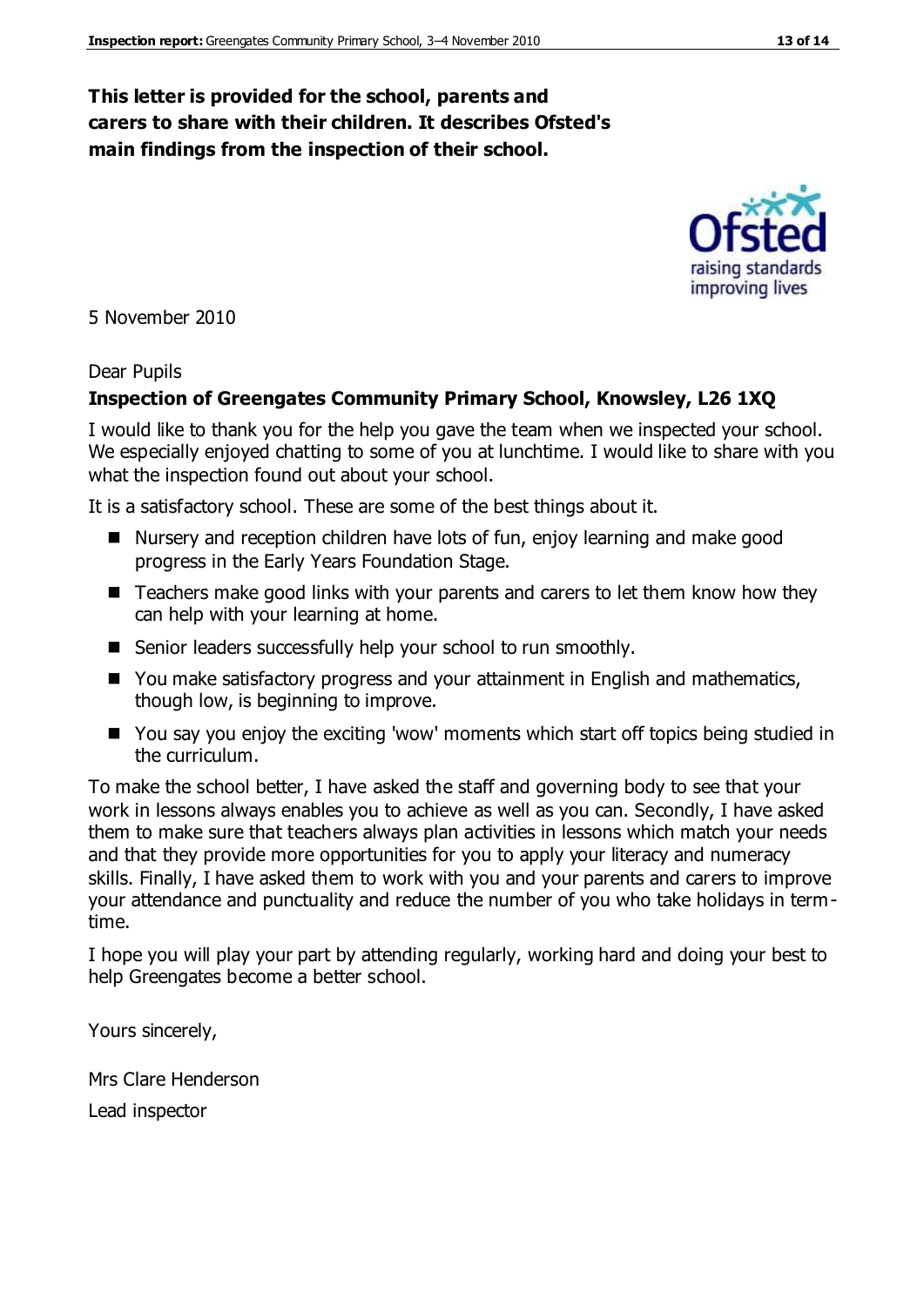**This letter is provided for the school, parents and carers to share with their children. It describes Ofsted's main findings from the inspection of their school.**

5 November 2010

Dear Pupils

**Inspection of Greengates Community Primary School, Knowsley, L26 1XQ**

I would like to thank you for the help you gave the team when we inspected your school. We especially enjoyed chatting to some of you at lunchtime. I would like to share with you what the inspection found out about your school.

It is a satisfactory school. These are some of the best things about it.

- Nursery and reception children have lots of fun, enjoy learning and make good progress in the Early Years Foundation Stage.
- Teachers make good links with your parents and carers to let them know how they can help with your learning at home.
- Senior leaders successfully help your school to run smoothly.
- You make satisfactory progress and your attainment in English and mathematics, though low, is beginning to improve.
- You say you enjoy the exciting 'wow' moments which start off topics being studied in the curriculum.

To make the school better, I have asked the staff and governing body to see that your work in lessons always enables you to achieve as well as you can. Secondly, I have asked them to make sure that teachers always plan activities in lessons which match your needs and that they provide more opportunities for you to apply your literacy and numeracy skills. Finally, I have asked them to work with you and your parents and carers to improve your attendance and punctuality and reduce the number of you who take holidays in term-time.

I hope you will play your part by attending regularly, working hard and doing your best to help Greengates become a better school.

Yours sincerely,

Mrs Clare Henderson

Lead inspector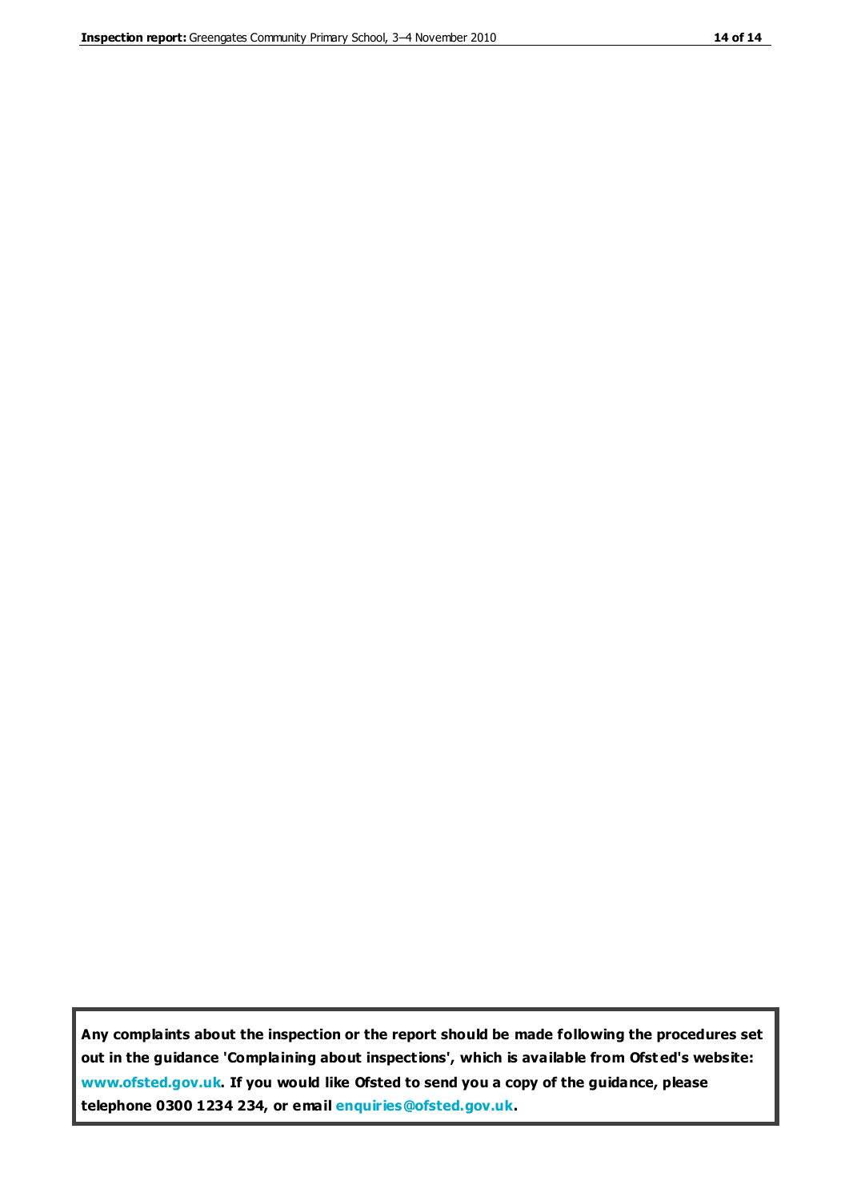**Any complaints about the inspection or the report should be made following the procedures set out in the guidance 'Complaining about inspections', which is available from Ofsted's website: www.ofsted.gov.uk. If you would like Ofsted to send you a copy of the guidance, please telephone 0300 1234 234, or email enquiries@ofsted.gov.uk.**